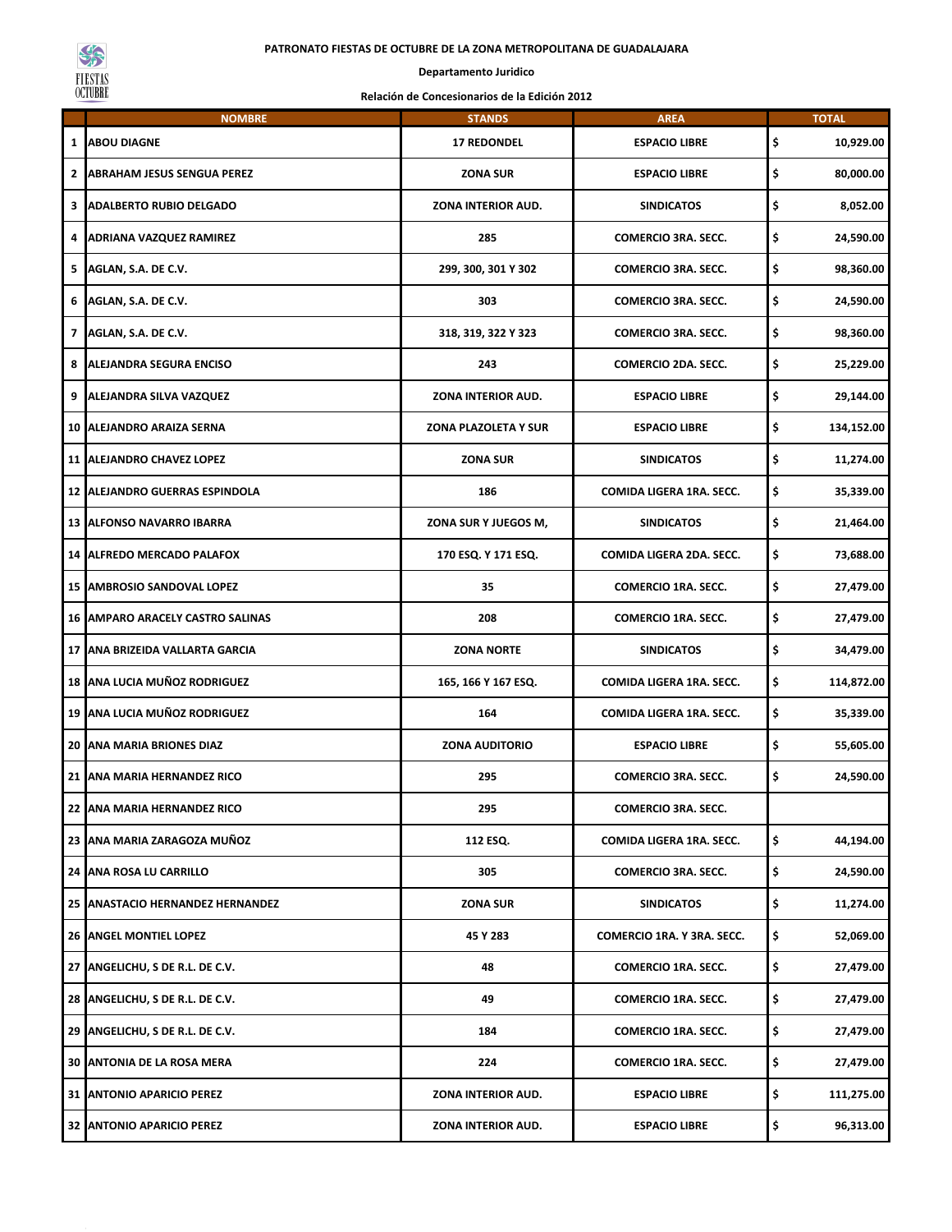**PATRONATO FIESTAS DE OCTUBRE DE LA ZONA METROPOLITANA DE GUADALAJARA**

**Departamento Juridico**

**Relación de Concesionarios de la Edición 2012**

| | NOMBRE | STANDS | AREA | TOTAL |
|---|---|---|---|---|
| 1 | ABOU DIAGNE | 17 REDONDEL | ESPACIO LIBRE | $ 10,929.00 |
| 2 | ABRAHAM JESUS SENGUA PEREZ | ZONA SUR | ESPACIO LIBRE | $ 80,000.00 |
| 3 | ADALBERTO RUBIO DELGADO | ZONA INTERIOR AUD. | SINDICATOS | $ 8,052.00 |
| 4 | ADRIANA VAZQUEZ RAMIREZ | 285 | COMERCIO 3RA. SECC. | $ 24,590.00 |
| 5 | AGLAN, S.A. DE C.V. | 299, 300, 301 Y 302 | COMERCIO 3RA. SECC. | $ 98,360.00 |
| 6 | AGLAN, S.A. DE C.V. | 303 | COMERCIO 3RA. SECC. | $ 24,590.00 |
| 7 | AGLAN, S.A. DE C.V. | 318, 319, 322 Y 323 | COMERCIO 3RA. SECC. | $ 98,360.00 |
| 8 | ALEJANDRA SEGURA ENCISO | 243 | COMERCIO 2DA. SECC. | $ 25,229.00 |
| 9 | ALEJANDRA SILVA VAZQUEZ | ZONA INTERIOR AUD. | ESPACIO LIBRE | $ 29,144.00 |
| 10 | ALEJANDRO ARAIZA SERNA | ZONA PLAZOLETA Y SUR | ESPACIO LIBRE | $ 134,152.00 |
| 11 | ALEJANDRO CHAVEZ LOPEZ | ZONA SUR | SINDICATOS | $ 11,274.00 |
| 12 | ALEJANDRO GUERRAS ESPINDOLA | 186 | COMIDA LIGERA 1RA. SECC. | $ 35,339.00 |
| 13 | ALFONSO NAVARRO IBARRA | ZONA SUR Y JUEGOS M, | SINDICATOS | $ 21,464.00 |
| 14 | ALFREDO MERCADO PALAFOX | 170 ESQ. Y 171 ESQ. | COMIDA LIGERA 2DA. SECC. | $ 73,688.00 |
| 15 | AMBROSIO SANDOVAL LOPEZ | 35 | COMERCIO 1RA. SECC. | $ 27,479.00 |
| 16 | AMPARO ARACELY CASTRO SALINAS | 208 | COMERCIO 1RA. SECC. | $ 27,479.00 |
| 17 | ANA BRIZEIDA VALLARTA GARCIA | ZONA NORTE | SINDICATOS | $ 34,479.00 |
| 18 | ANA LUCIA MUÑOZ RODRIGUEZ | 165, 166 Y 167 ESQ. | COMIDA LIGERA 1RA. SECC. | $ 114,872.00 |
| 19 | ANA LUCIA MUÑOZ RODRIGUEZ | 164 | COMIDA LIGERA 1RA. SECC. | $ 35,339.00 |
| 20 | ANA MARIA BRIONES DIAZ | ZONA AUDITORIO | ESPACIO LIBRE | $ 55,605.00 |
| 21 | ANA MARIA HERNANDEZ RICO | 295 | COMERCIO 3RA. SECC. | $ 24,590.00 |
| 22 | ANA MARIA HERNANDEZ RICO | 295 | COMERCIO 3RA. SECC. | |
| 23 | ANA MARIA ZARAGOZA MUÑOZ | 112 ESQ. | COMIDA LIGERA 1RA. SECC. | $ 44,194.00 |
| 24 | ANA ROSA LU CARRILLO | 305 | COMERCIO 3RA. SECC. | $ 24,590.00 |
| 25 | ANASTACIO HERNANDEZ HERNANDEZ | ZONA SUR | SINDICATOS | $ 11,274.00 |
| 26 | ANGEL MONTIEL LOPEZ | 45 Y 283 | COMERCIO 1RA. Y 3RA. SECC. | $ 52,069.00 |
| 27 | ANGELICHU, S DE R.L. DE C.V. | 48 | COMERCIO 1RA. SECC. | $ 27,479.00 |
| 28 | ANGELICHU, S DE R.L. DE C.V. | 49 | COMERCIO 1RA. SECC. | $ 27,479.00 |
| 29 | ANGELICHU, S DE R.L. DE C.V. | 184 | COMERCIO 1RA. SECC. | $ 27,479.00 |
| 30 | ANTONIA DE LA ROSA MERA | 224 | COMERCIO 1RA. SECC. | $ 27,479.00 |
| 31 | ANTONIO APARICIO PEREZ | ZONA INTERIOR AUD. | ESPACIO LIBRE | $ 111,275.00 |
| 32 | ANTONIO APARICIO PEREZ | ZONA INTERIOR AUD. | ESPACIO LIBRE | $ 96,313.00 |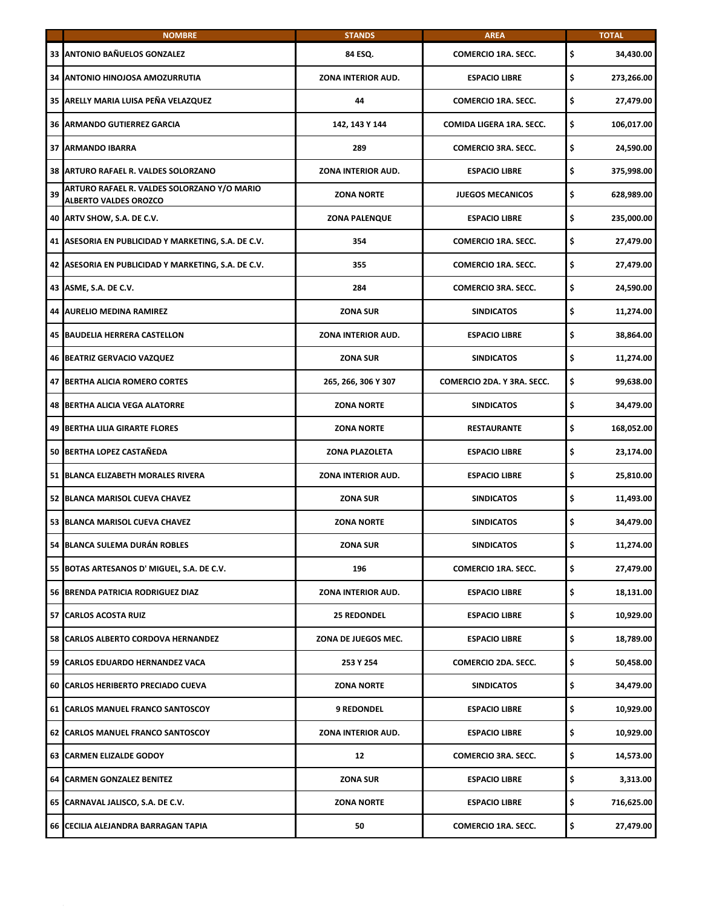| | NOMBRE | STANDS | AREA | TOTAL |
|---|---|---|---|---|
| 33 | ANTONIO BAÑUELOS GONZALEZ | 84 ESQ. | COMERCIO 1RA. SECC. | $ 34,430.00 |
| 34 | ANTONIO HINOJOSA AMOZURRUTIA | ZONA INTERIOR AUD. | ESPACIO LIBRE | $ 273,266.00 |
| 35 | ARELLY MARIA LUISA PEÑA VELAZQUEZ | 44 | COMERCIO 1RA. SECC. | $ 27,479.00 |
| 36 | ARMANDO GUTIERREZ GARCIA | 142, 143 Y 144 | COMIDA LIGERA 1RA. SECC. | $ 106,017.00 |
| 37 | ARMANDO IBARRA | 289 | COMERCIO 3RA. SECC. | $ 24,590.00 |
| 38 | ARTURO RAFAEL R. VALDES SOLORZANO | ZONA INTERIOR AUD. | ESPACIO LIBRE | $ 375,998.00 |
| 39 | ARTURO RAFAEL R. VALDES SOLORZANO Y/O MARIO ALBERTO VALDES OROZCO | ZONA NORTE | JUEGOS MECANICOS | $ 628,989.00 |
| 40 | ARTV SHOW, S.A. DE C.V. | ZONA PALENQUE | ESPACIO LIBRE | $ 235,000.00 |
| 41 | ASESORIA EN PUBLICIDAD Y MARKETING, S.A. DE C.V. | 354 | COMERCIO 1RA. SECC. | $ 27,479.00 |
| 42 | ASESORIA EN PUBLICIDAD Y MARKETING, S.A. DE C.V. | 355 | COMERCIO 1RA. SECC. | $ 27,479.00 |
| 43 | ASME, S.A. DE C.V. | 284 | COMERCIO 3RA. SECC. | $ 24,590.00 |
| 44 | AURELIO MEDINA RAMIREZ | ZONA SUR | SINDICATOS | $ 11,274.00 |
| 45 | BAUDELIA HERRERA CASTELLON | ZONA INTERIOR AUD. | ESPACIO LIBRE | $ 38,864.00 |
| 46 | BEATRIZ GERVACIO VAZQUEZ | ZONA SUR | SINDICATOS | $ 11,274.00 |
| 47 | BERTHA ALICIA ROMERO CORTES | 265, 266, 306 Y 307 | COMERCIO 2DA. Y 3RA. SECC. | $ 99,638.00 |
| 48 | BERTHA ALICIA VEGA ALATORRE | ZONA NORTE | SINDICATOS | $ 34,479.00 |
| 49 | BERTHA LILIA GIRARTE FLORES | ZONA NORTE | RESTAURANTE | $ 168,052.00 |
| 50 | BERTHA LOPEZ CASTAÑEDA | ZONA PLAZOLETA | ESPACIO LIBRE | $ 23,174.00 |
| 51 | BLANCA ELIZABETH MORALES RIVERA | ZONA INTERIOR AUD. | ESPACIO LIBRE | $ 25,810.00 |
| 52 | BLANCA MARISOL CUEVA CHAVEZ | ZONA SUR | SINDICATOS | $ 11,493.00 |
| 53 | BLANCA MARISOL CUEVA CHAVEZ | ZONA NORTE | SINDICATOS | $ 34,479.00 |
| 54 | BLANCA SULEMA DURÁN ROBLES | ZONA SUR | SINDICATOS | $ 11,274.00 |
| 55 | BOTAS ARTESANOS D' MIGUEL, S.A. DE C.V. | 196 | COMERCIO 1RA. SECC. | $ 27,479.00 |
| 56 | BRENDA PATRICIA RODRIGUEZ DIAZ | ZONA INTERIOR AUD. | ESPACIO LIBRE | $ 18,131.00 |
| 57 | CARLOS ACOSTA RUIZ | 25 REDONDEL | ESPACIO LIBRE | $ 10,929.00 |
| 58 | CARLOS ALBERTO CORDOVA HERNANDEZ | ZONA DE JUEGOS MEC. | ESPACIO LIBRE | $ 18,789.00 |
| 59 | CARLOS EDUARDO HERNANDEZ VACA | 253 Y 254 | COMERCIO 2DA. SECC. | $ 50,458.00 |
| 60 | CARLOS HERIBERTO PRECIADO CUEVA | ZONA NORTE | SINDICATOS | $ 34,479.00 |
| 61 | CARLOS MANUEL FRANCO SANTOSCOY | 9 REDONDEL | ESPACIO LIBRE | $ 10,929.00 |
| 62 | CARLOS MANUEL FRANCO SANTOSCOY | ZONA INTERIOR AUD. | ESPACIO LIBRE | $ 10,929.00 |
| 63 | CARMEN ELIZALDE GODOY | 12 | COMERCIO 3RA. SECC. | $ 14,573.00 |
| 64 | CARMEN GONZALEZ BENITEZ | ZONA SUR | ESPACIO LIBRE | $ 3,313.00 |
| 65 | CARNAVAL JALISCO, S.A. DE C.V. | ZONA NORTE | ESPACIO LIBRE | $ 716,625.00 |
| 66 | CECILIA ALEJANDRA BARRAGAN TAPIA | 50 | COMERCIO 1RA. SECC. | $ 27,479.00 |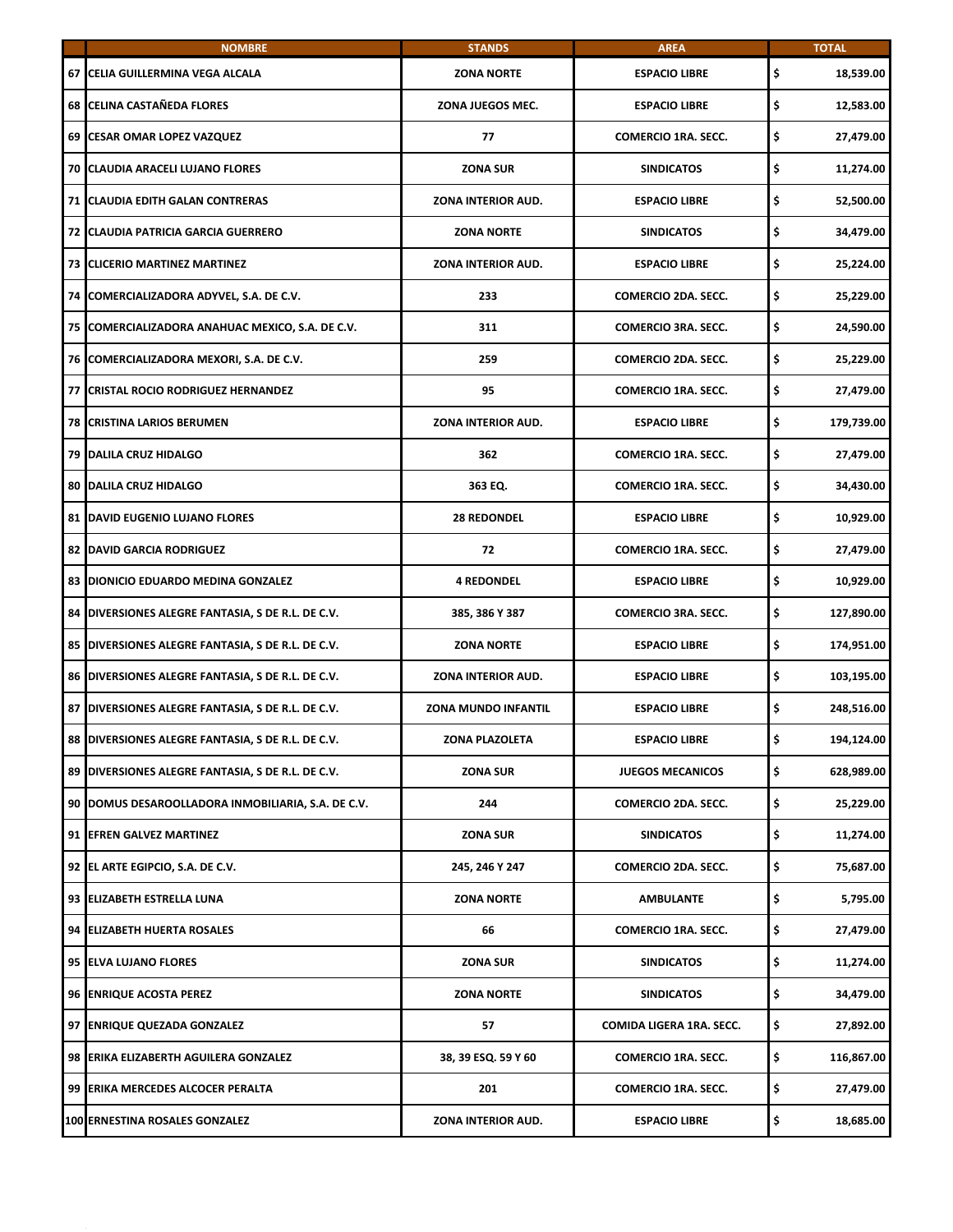| | NOMBRE | STANDS | AREA | TOTAL |
|---|---|---|---|---|
| 67 | CELIA GUILLERMINA VEGA ALCALA | ZONA NORTE | ESPACIO LIBRE | $ 18,539.00 |
| 68 | CELINA CASTAÑEDA FLORES | ZONA JUEGOS MEC. | ESPACIO LIBRE | $ 12,583.00 |
| 69 | CESAR OMAR LOPEZ VAZQUEZ | 77 | COMERCIO 1RA. SECC. | $ 27,479.00 |
| 70 | CLAUDIA ARACELI LUJANO FLORES | ZONA SUR | SINDICATOS | $ 11,274.00 |
| 71 | CLAUDIA EDITH GALAN CONTRERAS | ZONA INTERIOR AUD. | ESPACIO LIBRE | $ 52,500.00 |
| 72 | CLAUDIA PATRICIA GARCIA GUERRERO | ZONA NORTE | SINDICATOS | $ 34,479.00 |
| 73 | CLICERIO MARTINEZ MARTINEZ | ZONA INTERIOR AUD. | ESPACIO LIBRE | $ 25,224.00 |
| 74 | COMERCIALIZADORA ADYVEL, S.A. DE C.V. | 233 | COMERCIO 2DA. SECC. | $ 25,229.00 |
| 75 | COMERCIALIZADORA ANAHUAC MEXICO, S.A. DE C.V. | 311 | COMERCIO 3RA. SECC. | $ 24,590.00 |
| 76 | COMERCIALIZADORA MEXORI, S.A. DE C.V. | 259 | COMERCIO 2DA. SECC. | $ 25,229.00 |
| 77 | CRISTAL ROCIO RODRIGUEZ HERNANDEZ | 95 | COMERCIO 1RA. SECC. | $ 27,479.00 |
| 78 | CRISTINA LARIOS BERUMEN | ZONA INTERIOR AUD. | ESPACIO LIBRE | $ 179,739.00 |
| 79 | DALILA CRUZ HIDALGO | 362 | COMERCIO 1RA. SECC. | $ 27,479.00 |
| 80 | DALILA CRUZ HIDALGO | 363 EQ. | COMERCIO 1RA. SECC. | $ 34,430.00 |
| 81 | DAVID EUGENIO LUJANO FLORES | 28 REDONDEL | ESPACIO LIBRE | $ 10,929.00 |
| 82 | DAVID GARCIA RODRIGUEZ | 72 | COMERCIO 1RA. SECC. | $ 27,479.00 |
| 83 | DIONICIO EDUARDO MEDINA GONZALEZ | 4 REDONDEL | ESPACIO LIBRE | $ 10,929.00 |
| 84 | DIVERSIONES ALEGRE FANTASIA, S DE R.L. DE C.V. | 385, 386 Y 387 | COMERCIO 3RA. SECC. | $ 127,890.00 |
| 85 | DIVERSIONES ALEGRE FANTASIA, S DE R.L. DE C.V. | ZONA NORTE | ESPACIO LIBRE | $ 174,951.00 |
| 86 | DIVERSIONES ALEGRE FANTASIA, S DE R.L. DE C.V. | ZONA INTERIOR AUD. | ESPACIO LIBRE | $ 103,195.00 |
| 87 | DIVERSIONES ALEGRE FANTASIA, S DE R.L. DE C.V. | ZONA MUNDO INFANTIL | ESPACIO LIBRE | $ 248,516.00 |
| 88 | DIVERSIONES ALEGRE FANTASIA, S DE R.L. DE C.V. | ZONA PLAZOLETA | ESPACIO LIBRE | $ 194,124.00 |
| 89 | DIVERSIONES ALEGRE FANTASIA, S DE R.L. DE C.V. | ZONA SUR | JUEGOS MECANICOS | $ 628,989.00 |
| 90 | DOMUS DESAROOLLADORA INMOBILIARIA, S.A. DE C.V. | 244 | COMERCIO 2DA. SECC. | $ 25,229.00 |
| 91 | EFREN GALVEZ MARTINEZ | ZONA SUR | SINDICATOS | $ 11,274.00 |
| 92 | EL ARTE EGIPCIO, S.A. DE C.V. | 245, 246 Y 247 | COMERCIO 2DA. SECC. | $ 75,687.00 |
| 93 | ELIZABETH ESTRELLA LUNA | ZONA NORTE | AMBULANTE | $ 5,795.00 |
| 94 | ELIZABETH HUERTA ROSALES | 66 | COMERCIO 1RA. SECC. | $ 27,479.00 |
| 95 | ELVA LUJANO FLORES | ZONA SUR | SINDICATOS | $ 11,274.00 |
| 96 | ENRIQUE ACOSTA PEREZ | ZONA NORTE | SINDICATOS | $ 34,479.00 |
| 97 | ENRIQUE QUEZADA GONZALEZ | 57 | COMIDA LIGERA 1RA. SECC. | $ 27,892.00 |
| 98 | ERIKA ELIZABERTH AGUILERA GONZALEZ | 38, 39 ESQ. 59 Y 60 | COMERCIO 1RA. SECC. | $ 116,867.00 |
| 99 | ERIKA MERCEDES ALCOCER PERALTA | 201 | COMERCIO 1RA. SECC. | $ 27,479.00 |
| 100 | ERNESTINA ROSALES GONZALEZ | ZONA INTERIOR AUD. | ESPACIO LIBRE | $ 18,685.00 |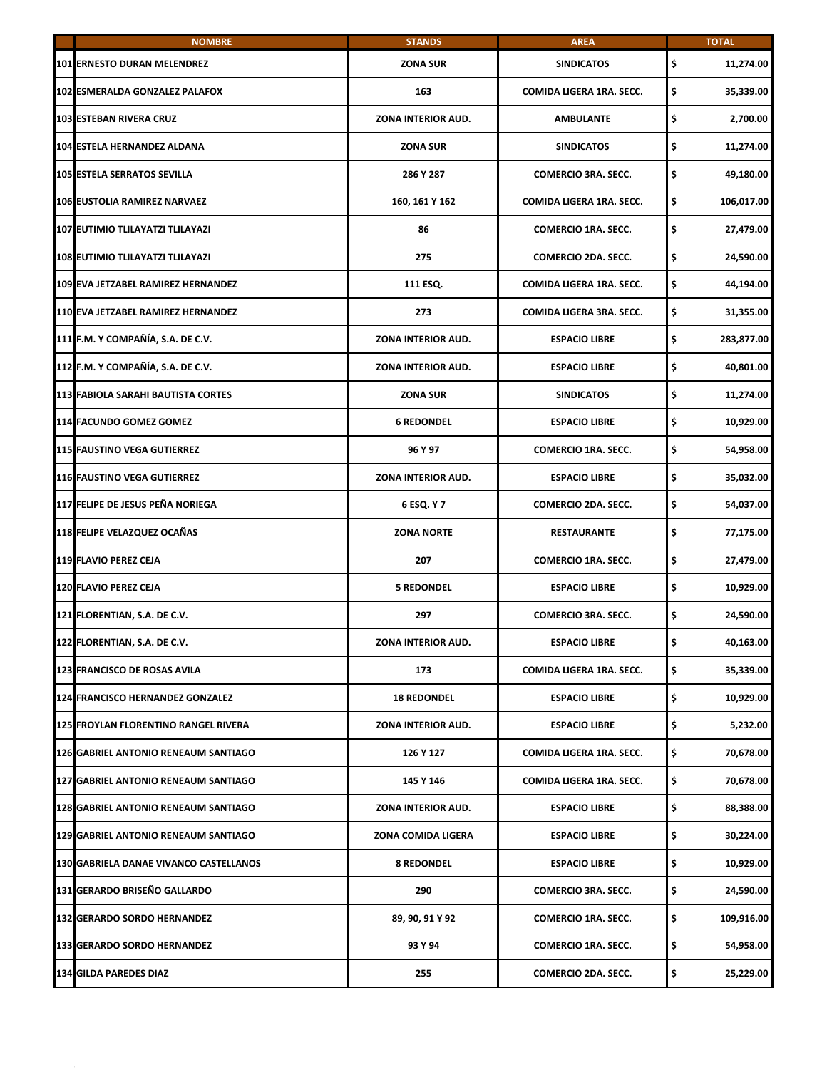| | NOMBRE | STANDS | AREA | TOTAL |
|---|---|---|---|---|
| 101 | ERNESTO DURAN MELENDREZ | ZONA SUR | SINDICATOS | $ 11,274.00 |
| 102 | ESMERALDA GONZALEZ PALAFOX | 163 | COMIDA LIGERA 1RA. SECC. | $ 35,339.00 |
| 103 | ESTEBAN RIVERA CRUZ | ZONA INTERIOR AUD. | AMBULANTE | $ 2,700.00 |
| 104 | ESTELA HERNANDEZ ALDANA | ZONA SUR | SINDICATOS | $ 11,274.00 |
| 105 | ESTELA SERRATOS SEVILLA | 286 Y 287 | COMERCIO 3RA. SECC. | $ 49,180.00 |
| 106 | EUSTOLIA RAMIREZ NARVAEZ | 160, 161 Y 162 | COMIDA LIGERA 1RA. SECC. | $ 106,017.00 |
| 107 | EUTIMIO TLILAYATZI TLILAYAZI | 86 | COMERCIO 1RA. SECC. | $ 27,479.00 |
| 108 | EUTIMIO TLILAYATZI TLILAYAZI | 275 | COMERCIO 2DA. SECC. | $ 24,590.00 |
| 109 | EVA JETZABEL RAMIREZ HERNANDEZ | 111 ESQ. | COMIDA LIGERA 1RA. SECC. | $ 44,194.00 |
| 110 | EVA JETZABEL RAMIREZ HERNANDEZ | 273 | COMIDA LIGERA 3RA. SECC. | $ 31,355.00 |
| 111 | F.M. Y COMPAÑÍA, S.A. DE C.V. | ZONA INTERIOR AUD. | ESPACIO LIBRE | $ 283,877.00 |
| 112 | F.M. Y COMPAÑÍA, S.A. DE C.V. | ZONA INTERIOR AUD. | ESPACIO LIBRE | $ 40,801.00 |
| 113 | FABIOLA SARAHI BAUTISTA CORTES | ZONA SUR | SINDICATOS | $ 11,274.00 |
| 114 | FACUNDO GOMEZ GOMEZ | 6 REDONDEL | ESPACIO LIBRE | $ 10,929.00 |
| 115 | FAUSTINO VEGA GUTIERREZ | 96 Y 97 | COMERCIO 1RA. SECC. | $ 54,958.00 |
| 116 | FAUSTINO VEGA GUTIERREZ | ZONA INTERIOR AUD. | ESPACIO LIBRE | $ 35,032.00 |
| 117 | FELIPE DE JESUS PEÑA NORIEGA | 6 ESQ. Y 7 | COMERCIO 2DA. SECC. | $ 54,037.00 |
| 118 | FELIPE VELAZQUEZ OCAÑAS | ZONA NORTE | RESTAURANTE | $ 77,175.00 |
| 119 | FLAVIO PEREZ CEJA | 207 | COMERCIO 1RA. SECC. | $ 27,479.00 |
| 120 | FLAVIO PEREZ CEJA | 5 REDONDEL | ESPACIO LIBRE | $ 10,929.00 |
| 121 | FLORENTIAN, S.A. DE C.V. | 297 | COMERCIO 3RA. SECC. | $ 24,590.00 |
| 122 | FLORENTIAN, S.A. DE C.V. | ZONA INTERIOR AUD. | ESPACIO LIBRE | $ 40,163.00 |
| 123 | FRANCISCO DE ROSAS AVILA | 173 | COMIDA LIGERA 1RA. SECC. | $ 35,339.00 |
| 124 | FRANCISCO HERNANDEZ GONZALEZ | 18 REDONDEL | ESPACIO LIBRE | $ 10,929.00 |
| 125 | FROYLAN FLORENTINO RANGEL RIVERA | ZONA INTERIOR AUD. | ESPACIO LIBRE | $ 5,232.00 |
| 126 | GABRIEL ANTONIO RENEAUM SANTIAGO | 126 Y 127 | COMIDA LIGERA 1RA. SECC. | $ 70,678.00 |
| 127 | GABRIEL ANTONIO RENEAUM SANTIAGO | 145 Y 146 | COMIDA LIGERA 1RA. SECC. | $ 70,678.00 |
| 128 | GABRIEL ANTONIO RENEAUM SANTIAGO | ZONA INTERIOR AUD. | ESPACIO LIBRE | $ 88,388.00 |
| 129 | GABRIEL ANTONIO RENEAUM SANTIAGO | ZONA COMIDA LIGERA | ESPACIO LIBRE | $ 30,224.00 |
| 130 | GABRIELA DANAE VIVANCO CASTELLANOS | 8 REDONDEL | ESPACIO LIBRE | $ 10,929.00 |
| 131 | GERARDO BRISEÑO GALLARDO | 290 | COMERCIO 3RA. SECC. | $ 24,590.00 |
| 132 | GERARDO SORDO HERNANDEZ | 89, 90, 91 Y 92 | COMERCIO 1RA. SECC. | $ 109,916.00 |
| 133 | GERARDO SORDO HERNANDEZ | 93 Y 94 | COMERCIO 1RA. SECC. | $ 54,958.00 |
| 134 | GILDA PAREDES DIAZ | 255 | COMERCIO 2DA. SECC. | $ 25,229.00 |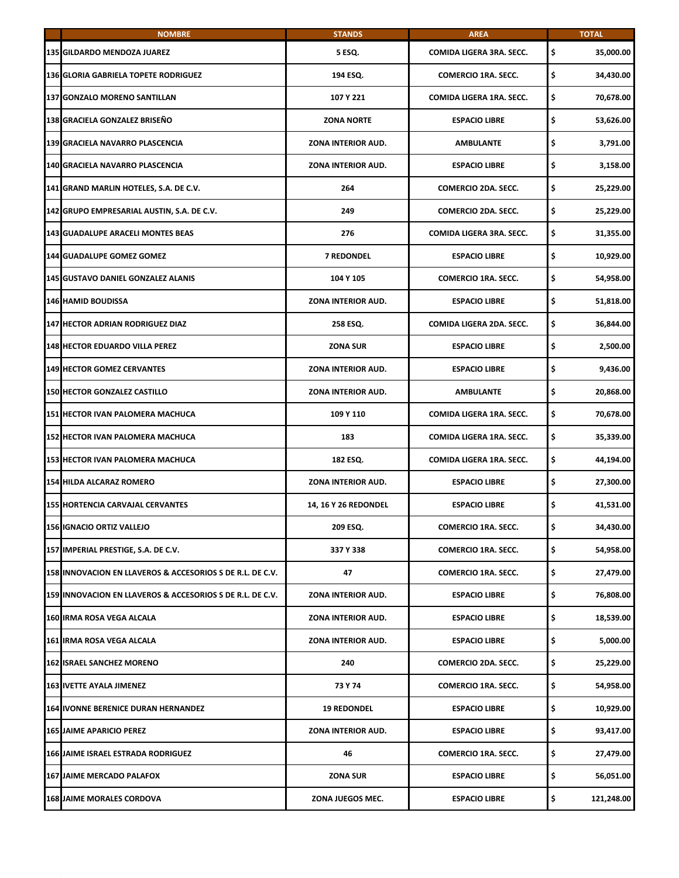| | NOMBRE | STANDS | AREA | TOTAL |
|---|---|---|---|---|
| 135 | GILDARDO MENDOZA JUAREZ | 5 ESQ. | COMIDA LIGERA 3RA. SECC. | $ 35,000.00 |
| 136 | GLORIA GABRIELA TOPETE RODRIGUEZ | 194 ESQ. | COMERCIO 1RA. SECC. | $ 34,430.00 |
| 137 | GONZALO MORENO SANTILLAN | 107 Y 221 | COMIDA LIGERA 1RA. SECC. | $ 70,678.00 |
| 138 | GRACIELA GONZALEZ BRISEÑO | ZONA NORTE | ESPACIO LIBRE | $ 53,626.00 |
| 139 | GRACIELA NAVARRO PLASCENCIA | ZONA INTERIOR AUD. | AMBULANTE | $ 3,791.00 |
| 140 | GRACIELA NAVARRO PLASCENCIA | ZONA INTERIOR AUD. | ESPACIO LIBRE | $ 3,158.00 |
| 141 | GRAND MARLIN HOTELES, S.A. DE C.V. | 264 | COMERCIO 2DA. SECC. | $ 25,229.00 |
| 142 | GRUPO EMPRESARIAL AUSTIN, S.A. DE C.V. | 249 | COMERCIO 2DA. SECC. | $ 25,229.00 |
| 143 | GUADALUPE ARACELI MONTES BEAS | 276 | COMIDA LIGERA 3RA. SECC. | $ 31,355.00 |
| 144 | GUADALUPE GOMEZ GOMEZ | 7 REDONDEL | ESPACIO LIBRE | $ 10,929.00 |
| 145 | GUSTAVO DANIEL GONZALEZ ALANIS | 104 Y 105 | COMERCIO 1RA. SECC. | $ 54,958.00 |
| 146 | HAMID BOUDISSA | ZONA INTERIOR AUD. | ESPACIO LIBRE | $ 51,818.00 |
| 147 | HECTOR ADRIAN RODRIGUEZ DIAZ | 258 ESQ. | COMIDA LIGERA 2DA. SECC. | $ 36,844.00 |
| 148 | HECTOR EDUARDO VILLA PEREZ | ZONA SUR | ESPACIO LIBRE | $ 2,500.00 |
| 149 | HECTOR GOMEZ CERVANTES | ZONA INTERIOR AUD. | ESPACIO LIBRE | $ 9,436.00 |
| 150 | HECTOR GONZALEZ CASTILLO | ZONA INTERIOR AUD. | AMBULANTE | $ 20,868.00 |
| 151 | HECTOR IVAN PALOMERA MACHUCA | 109 Y 110 | COMIDA LIGERA 1RA. SECC. | $ 70,678.00 |
| 152 | HECTOR IVAN PALOMERA MACHUCA | 183 | COMIDA LIGERA 1RA. SECC. | $ 35,339.00 |
| 153 | HECTOR IVAN PALOMERA MACHUCA | 182 ESQ. | COMIDA LIGERA 1RA. SECC. | $ 44,194.00 |
| 154 | HILDA ALCARAZ ROMERO | ZONA INTERIOR AUD. | ESPACIO LIBRE | $ 27,300.00 |
| 155 | HORTENCIA CARVAJAL CERVANTES | 14, 16 Y 26 REDONDEL | ESPACIO LIBRE | $ 41,531.00 |
| 156 | IGNACIO ORTIZ VALLEJO | 209 ESQ. | COMERCIO 1RA. SECC. | $ 34,430.00 |
| 157 | IMPERIAL PRESTIGE, S.A. DE C.V. | 337 Y 338 | COMERCIO 1RA. SECC. | $ 54,958.00 |
| 158 | INNOVACION EN LLAVEROS & ACCESORIOS S DE R.L. DE C.V. | 47 | COMERCIO 1RA. SECC. | $ 27,479.00 |
| 159 | INNOVACION EN LLAVEROS & ACCESORIOS S DE R.L. DE C.V. | ZONA INTERIOR AUD. | ESPACIO LIBRE | $ 76,808.00 |
| 160 | IRMA ROSA VEGA ALCALA | ZONA INTERIOR AUD. | ESPACIO LIBRE | $ 18,539.00 |
| 161 | IRMA ROSA VEGA ALCALA | ZONA INTERIOR AUD. | ESPACIO LIBRE | $ 5,000.00 |
| 162 | ISRAEL SANCHEZ MORENO | 240 | COMERCIO 2DA. SECC. | $ 25,229.00 |
| 163 | IVETTE AYALA JIMENEZ | 73 Y 74 | COMERCIO 1RA. SECC. | $ 54,958.00 |
| 164 | IVONNE BERENICE DURAN HERNANDEZ | 19 REDONDEL | ESPACIO LIBRE | $ 10,929.00 |
| 165 | JAIME APARICIO PEREZ | ZONA INTERIOR AUD. | ESPACIO LIBRE | $ 93,417.00 |
| 166 | JAIME ISRAEL ESTRADA RODRIGUEZ | 46 | COMERCIO 1RA. SECC. | $ 27,479.00 |
| 167 | JAIME MERCADO PALAFOX | ZONA SUR | ESPACIO LIBRE | $ 56,051.00 |
| 168 | JAIME MORALES CORDOVA | ZONA JUEGOS MEC. | ESPACIO LIBRE | $ 121,248.00 |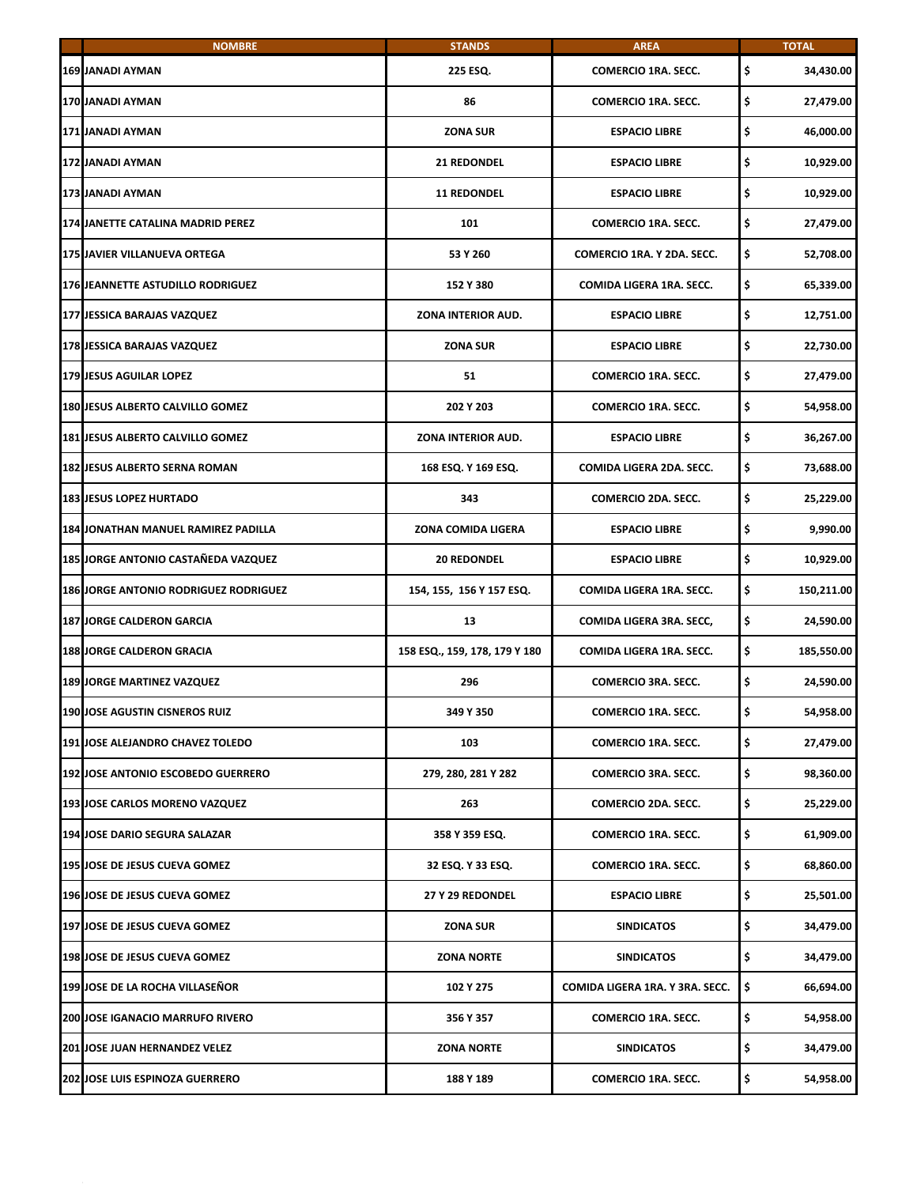| | NOMBRE | STANDS | AREA | TOTAL |
|---|---|---|---|---|
| 169 | JANADI AYMAN | 225 ESQ. | COMERCIO 1RA. SECC. | $ 34,430.00 |
| 170 | JANADI AYMAN | 86 | COMERCIO 1RA. SECC. | $ 27,479.00 |
| 171 | JANADI AYMAN | ZONA SUR | ESPACIO LIBRE | $ 46,000.00 |
| 172 | JANADI AYMAN | 21 REDONDEL | ESPACIO LIBRE | $ 10,929.00 |
| 173 | JANADI AYMAN | 11 REDONDEL | ESPACIO LIBRE | $ 10,929.00 |
| 174 | JANETTE CATALINA MADRID PEREZ | 101 | COMERCIO 1RA. SECC. | $ 27,479.00 |
| 175 | JAVIER VILLANUEVA ORTEGA | 53 Y 260 | COMERCIO 1RA. Y 2DA. SECC. | $ 52,708.00 |
| 176 | JEANNETTE ASTUDILLO RODRIGUEZ | 152 Y 380 | COMIDA LIGERA 1RA. SECC. | $ 65,339.00 |
| 177 | JESSICA BARAJAS VAZQUEZ | ZONA INTERIOR AUD. | ESPACIO LIBRE | $ 12,751.00 |
| 178 | JESSICA BARAJAS VAZQUEZ | ZONA SUR | ESPACIO LIBRE | $ 22,730.00 |
| 179 | JESUS AGUILAR LOPEZ | 51 | COMERCIO 1RA. SECC. | $ 27,479.00 |
| 180 | JESUS ALBERTO CALVILLO GOMEZ | 202 Y 203 | COMERCIO 1RA. SECC. | $ 54,958.00 |
| 181 | JESUS ALBERTO CALVILLO GOMEZ | ZONA INTERIOR AUD. | ESPACIO LIBRE | $ 36,267.00 |
| 182 | JESUS ALBERTO SERNA ROMAN | 168 ESQ. Y 169 ESQ. | COMIDA LIGERA 2DA. SECC. | $ 73,688.00 |
| 183 | JESUS LOPEZ HURTADO | 343 | COMERCIO 2DA. SECC. | $ 25,229.00 |
| 184 | JONATHAN MANUEL RAMIREZ PADILLA | ZONA COMIDA LIGERA | ESPACIO LIBRE | $ 9,990.00 |
| 185 | JORGE ANTONIO CASTAÑEDA VAZQUEZ | 20 REDONDEL | ESPACIO LIBRE | $ 10,929.00 |
| 186 | JORGE ANTONIO RODRIGUEZ RODRIGUEZ | 154, 155, 156 Y 157 ESQ. | COMIDA LIGERA 1RA. SECC. | $ 150,211.00 |
| 187 | JORGE CALDERON GARCIA | 13 | COMIDA LIGERA 3RA. SECC, | $ 24,590.00 |
| 188 | JORGE CALDERON GRACIA | 158 ESQ., 159, 178, 179 Y 180 | COMIDA LIGERA 1RA. SECC. | $ 185,550.00 |
| 189 | JORGE MARTINEZ VAZQUEZ | 296 | COMERCIO 3RA. SECC. | $ 24,590.00 |
| 190 | JOSE AGUSTIN CISNEROS RUIZ | 349 Y 350 | COMERCIO 1RA. SECC. | $ 54,958.00 |
| 191 | JOSE ALEJANDRO CHAVEZ TOLEDO | 103 | COMERCIO 1RA. SECC. | $ 27,479.00 |
| 192 | JOSE ANTONIO ESCOBEDO GUERRERO | 279, 280, 281 Y 282 | COMERCIO 3RA. SECC. | $ 98,360.00 |
| 193 | JOSE CARLOS MORENO VAZQUEZ | 263 | COMERCIO 2DA. SECC. | $ 25,229.00 |
| 194 | JOSE DARIO SEGURA SALAZAR | 358 Y 359 ESQ. | COMERCIO 1RA. SECC. | $ 61,909.00 |
| 195 | JOSE DE JESUS CUEVA GOMEZ | 32 ESQ. Y 33 ESQ. | COMERCIO 1RA. SECC. | $ 68,860.00 |
| 196 | JOSE DE JESUS CUEVA GOMEZ | 27 Y 29 REDONDEL | ESPACIO LIBRE | $ 25,501.00 |
| 197 | JOSE DE JESUS CUEVA GOMEZ | ZONA SUR | SINDICATOS | $ 34,479.00 |
| 198 | JOSE DE JESUS CUEVA GOMEZ | ZONA NORTE | SINDICATOS | $ 34,479.00 |
| 199 | JOSE DE LA ROCHA VILLASEÑOR | 102 Y 275 | COMIDA LIGERA 1RA. Y 3RA. SECC. | $ 66,694.00 |
| 200 | JOSE IGANACIO MARRUFO RIVERO | 356 Y 357 | COMERCIO 1RA. SECC. | $ 54,958.00 |
| 201 | JOSE JUAN HERNANDEZ VELEZ | ZONA NORTE | SINDICATOS | $ 34,479.00 |
| 202 | JOSE LUIS ESPINOZA GUERRERO | 188 Y 189 | COMERCIO 1RA. SECC. | $ 54,958.00 |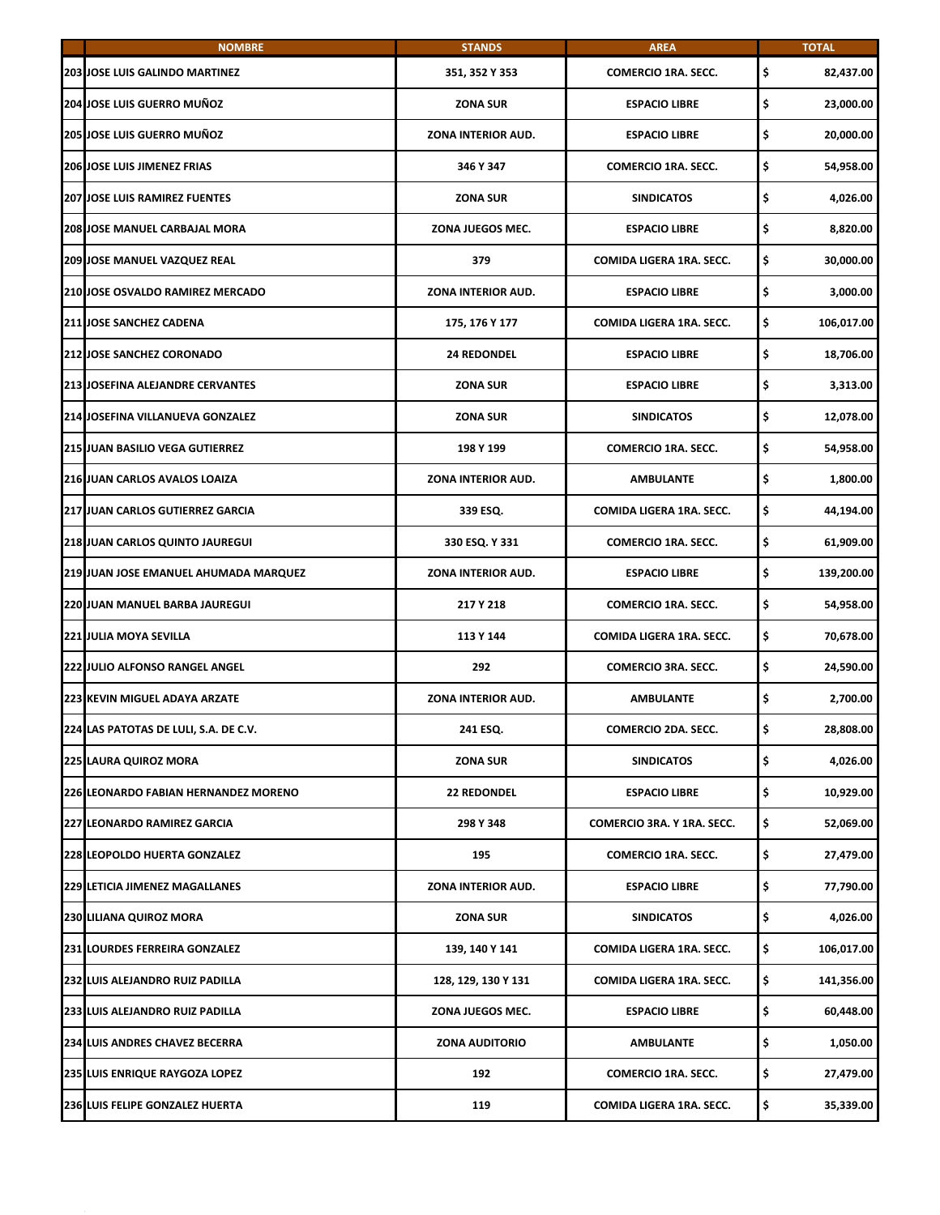| | NOMBRE | STANDS | AREA | TOTAL |
|---|---|---|---|---|
| 203 | JOSE LUIS GALINDO MARTINEZ | 351, 352 Y 353 | COMERCIO 1RA. SECC. | $ 82,437.00 |
| 204 | JOSE LUIS GUERRO MUÑOZ | ZONA SUR | ESPACIO LIBRE | $ 23,000.00 |
| 205 | JOSE LUIS GUERRO MUÑOZ | ZONA INTERIOR AUD. | ESPACIO LIBRE | $ 20,000.00 |
| 206 | JOSE LUIS JIMENEZ FRIAS | 346 Y 347 | COMERCIO 1RA. SECC. | $ 54,958.00 |
| 207 | JOSE LUIS RAMIREZ FUENTES | ZONA SUR | SINDICATOS | $ 4,026.00 |
| 208 | JOSE MANUEL CARBAJAL MORA | ZONA JUEGOS MEC. | ESPACIO LIBRE | $ 8,820.00 |
| 209 | JOSE MANUEL VAZQUEZ REAL | 379 | COMIDA LIGERA 1RA. SECC. | $ 30,000.00 |
| 210 | JOSE OSVALDO RAMIREZ MERCADO | ZONA INTERIOR AUD. | ESPACIO LIBRE | $ 3,000.00 |
| 211 | JOSE SANCHEZ CADENA | 175, 176 Y 177 | COMIDA LIGERA 1RA. SECC. | $ 106,017.00 |
| 212 | JOSE SANCHEZ CORONADO | 24 REDONDEL | ESPACIO LIBRE | $ 18,706.00 |
| 213 | JOSEFINA ALEJANDRE CERVANTES | ZONA SUR | ESPACIO LIBRE | $ 3,313.00 |
| 214 | JOSEFINA VILLANUEVA GONZALEZ | ZONA SUR | SINDICATOS | $ 12,078.00 |
| 215 | JUAN BASILIO VEGA GUTIERREZ | 198 Y 199 | COMERCIO 1RA. SECC. | $ 54,958.00 |
| 216 | JUAN CARLOS AVALOS LOAIZA | ZONA INTERIOR AUD. | AMBULANTE | $ 1,800.00 |
| 217 | JUAN CARLOS GUTIERREZ GARCIA | 339 ESQ. | COMIDA LIGERA 1RA. SECC. | $ 44,194.00 |
| 218 | JUAN CARLOS QUINTO JAUREGUI | 330 ESQ. Y 331 | COMERCIO 1RA. SECC. | $ 61,909.00 |
| 219 | JUAN JOSE EMANUEL AHUMADA MARQUEZ | ZONA INTERIOR AUD. | ESPACIO LIBRE | $ 139,200.00 |
| 220 | JUAN MANUEL BARBA JAUREGUI | 217 Y 218 | COMERCIO 1RA. SECC. | $ 54,958.00 |
| 221 | JULIA MOYA SEVILLA | 113 Y 144 | COMIDA LIGERA 1RA. SECC. | $ 70,678.00 |
| 222 | JULIO ALFONSO RANGEL ANGEL | 292 | COMERCIO 3RA. SECC. | $ 24,590.00 |
| 223 | KEVIN MIGUEL ADAYA ARZATE | ZONA INTERIOR AUD. | AMBULANTE | $ 2,700.00 |
| 224 | LAS PATOTAS DE LULI, S.A. DE C.V. | 241 ESQ. | COMERCIO 2DA. SECC. | $ 28,808.00 |
| 225 | LAURA QUIROZ MORA | ZONA SUR | SINDICATOS | $ 4,026.00 |
| 226 | LEONARDO FABIAN HERNANDEZ MORENO | 22 REDONDEL | ESPACIO LIBRE | $ 10,929.00 |
| 227 | LEONARDO RAMIREZ GARCIA | 298 Y 348 | COMERCIO 3RA. Y 1RA. SECC. | $ 52,069.00 |
| 228 | LEOPOLDO HUERTA GONZALEZ | 195 | COMERCIO 1RA. SECC. | $ 27,479.00 |
| 229 | LETICIA JIMENEZ MAGALLANES | ZONA INTERIOR AUD. | ESPACIO LIBRE | $ 77,790.00 |
| 230 | LILIANA QUIROZ MORA | ZONA SUR | SINDICATOS | $ 4,026.00 |
| 231 | LOURDES FERREIRA GONZALEZ | 139, 140 Y 141 | COMIDA LIGERA 1RA. SECC. | $ 106,017.00 |
| 232 | LUIS ALEJANDRO RUIZ PADILLA | 128, 129, 130 Y 131 | COMIDA LIGERA 1RA. SECC. | $ 141,356.00 |
| 233 | LUIS ALEJANDRO RUIZ PADILLA | ZONA JUEGOS MEC. | ESPACIO LIBRE | $ 60,448.00 |
| 234 | LUIS ANDRES CHAVEZ BECERRA | ZONA AUDITORIO | AMBULANTE | $ 1,050.00 |
| 235 | LUIS ENRIQUE RAYGOZA LOPEZ | 192 | COMERCIO 1RA. SECC. | $ 27,479.00 |
| 236 | LUIS FELIPE GONZALEZ HUERTA | 119 | COMIDA LIGERA 1RA. SECC. | $ 35,339.00 |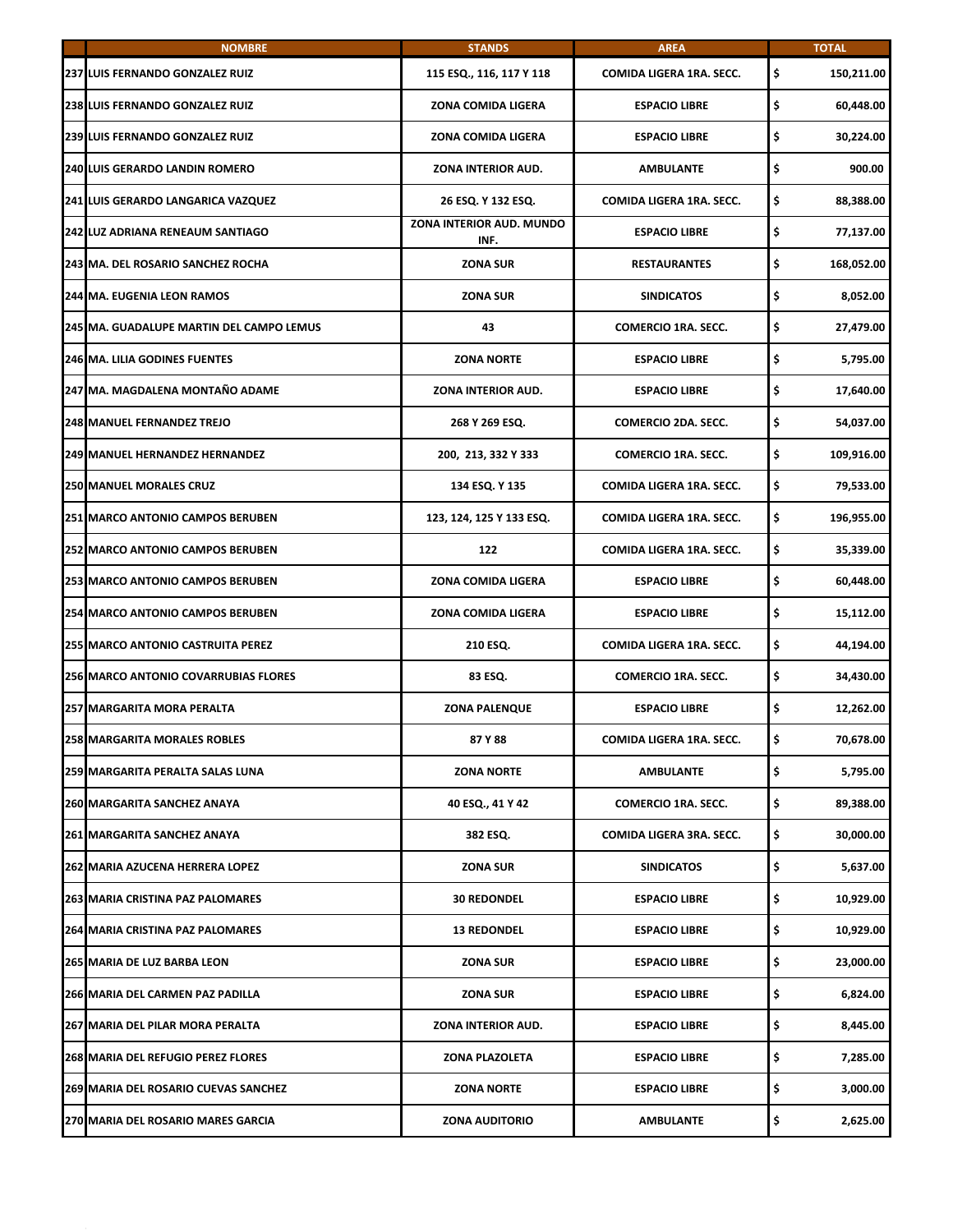| | NOMBRE | STANDS | AREA | TOTAL |
|---|---|---|---|---|
| 237 | LUIS FERNANDO GONZALEZ RUIZ | 115 ESQ., 116, 117 Y 118 | COMIDA LIGERA 1RA. SECC. | $ 150,211.00 |
| 238 | LUIS FERNANDO GONZALEZ RUIZ | ZONA COMIDA LIGERA | ESPACIO LIBRE | $ 60,448.00 |
| 239 | LUIS FERNANDO GONZALEZ RUIZ | ZONA COMIDA LIGERA | ESPACIO LIBRE | $ 30,224.00 |
| 240 | LUIS GERARDO LANDIN ROMERO | ZONA INTERIOR AUD. | AMBULANTE | $ 900.00 |
| 241 | LUIS GERARDO LANGARICA VAZQUEZ | 26 ESQ. Y 132 ESQ. | COMIDA LIGERA 1RA. SECC. | $ 88,388.00 |
| 242 | LUZ ADRIANA RENEAUM SANTIAGO | ZONA INTERIOR AUD. MUNDO INF. | ESPACIO LIBRE | $ 77,137.00 |
| 243 | MA. DEL ROSARIO SANCHEZ ROCHA | ZONA SUR | RESTAURANTES | $ 168,052.00 |
| 244 | MA. EUGENIA LEON RAMOS | ZONA SUR | SINDICATOS | $ 8,052.00 |
| 245 | MA. GUADALUPE MARTIN DEL CAMPO LEMUS | 43 | COMERCIO 1RA. SECC. | $ 27,479.00 |
| 246 | MA. LILIA GODINES FUENTES | ZONA NORTE | ESPACIO LIBRE | $ 5,795.00 |
| 247 | MA. MAGDALENA MONTAÑO ADAME | ZONA INTERIOR AUD. | ESPACIO LIBRE | $ 17,640.00 |
| 248 | MANUEL FERNANDEZ TREJO | 268 Y 269 ESQ. | COMERCIO 2DA. SECC. | $ 54,037.00 |
| 249 | MANUEL HERNANDEZ HERNANDEZ | 200, 213, 332 Y 333 | COMERCIO 1RA. SECC. | $ 109,916.00 |
| 250 | MANUEL MORALES CRUZ | 134 ESQ. Y 135 | COMIDA LIGERA 1RA. SECC. | $ 79,533.00 |
| 251 | MARCO ANTONIO CAMPOS BERUBEN | 123, 124, 125 Y 133 ESQ. | COMIDA LIGERA 1RA. SECC. | $ 196,955.00 |
| 252 | MARCO ANTONIO CAMPOS BERUBEN | 122 | COMIDA LIGERA 1RA. SECC. | $ 35,339.00 |
| 253 | MARCO ANTONIO CAMPOS BERUBEN | ZONA COMIDA LIGERA | ESPACIO LIBRE | $ 60,448.00 |
| 254 | MARCO ANTONIO CAMPOS BERUBEN | ZONA COMIDA LIGERA | ESPACIO LIBRE | $ 15,112.00 |
| 255 | MARCO ANTONIO CASTRUITA PEREZ | 210 ESQ. | COMIDA LIGERA 1RA. SECC. | $ 44,194.00 |
| 256 | MARCO ANTONIO COVARRUBIAS FLORES | 83 ESQ. | COMERCIO 1RA. SECC. | $ 34,430.00 |
| 257 | MARGARITA MORA PERALTA | ZONA PALENQUE | ESPACIO LIBRE | $ 12,262.00 |
| 258 | MARGARITA MORALES ROBLES | 87 Y 88 | COMIDA LIGERA 1RA. SECC. | $ 70,678.00 |
| 259 | MARGARITA PERALTA SALAS LUNA | ZONA NORTE | AMBULANTE | $ 5,795.00 |
| 260 | MARGARITA SANCHEZ ANAYA | 40 ESQ., 41 Y 42 | COMERCIO 1RA. SECC. | $ 89,388.00 |
| 261 | MARGARITA SANCHEZ ANAYA | 382 ESQ. | COMIDA LIGERA 3RA. SECC. | $ 30,000.00 |
| 262 | MARIA AZUCENA HERRERA LOPEZ | ZONA SUR | SINDICATOS | $ 5,637.00 |
| 263 | MARIA CRISTINA PAZ PALOMARES | 30 REDONDEL | ESPACIO LIBRE | $ 10,929.00 |
| 264 | MARIA CRISTINA PAZ PALOMARES | 13 REDONDEL | ESPACIO LIBRE | $ 10,929.00 |
| 265 | MARIA DE LUZ BARBA LEON | ZONA SUR | ESPACIO LIBRE | $ 23,000.00 |
| 266 | MARIA DEL CARMEN PAZ PADILLA | ZONA SUR | ESPACIO LIBRE | $ 6,824.00 |
| 267 | MARIA DEL PILAR MORA PERALTA | ZONA INTERIOR AUD. | ESPACIO LIBRE | $ 8,445.00 |
| 268 | MARIA DEL REFUGIO PEREZ FLORES | ZONA PLAZOLETA | ESPACIO LIBRE | $ 7,285.00 |
| 269 | MARIA DEL ROSARIO CUEVAS SANCHEZ | ZONA NORTE | ESPACIO LIBRE | $ 3,000.00 |
| 270 | MARIA DEL ROSARIO MARES GARCIA | ZONA AUDITORIO | AMBULANTE | $ 2,625.00 |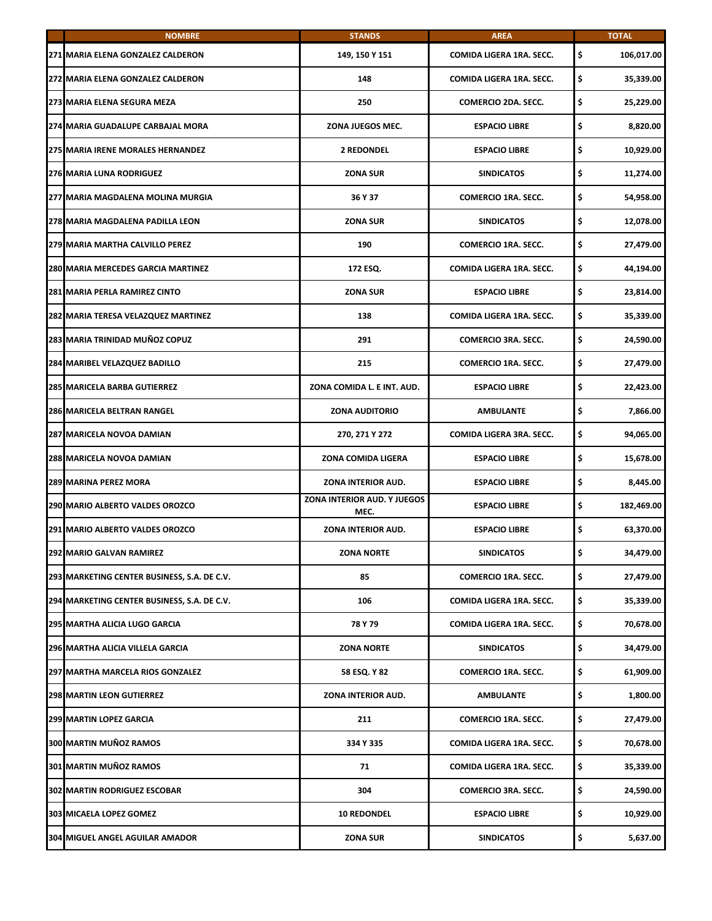| | NOMBRE | STANDS | AREA | TOTAL |
|---|---|---|---|---|
| 271 | MARIA ELENA GONZALEZ CALDERON | 149, 150 Y 151 | COMIDA LIGERA 1RA. SECC. | $ 106,017.00 |
| 272 | MARIA ELENA GONZALEZ CALDERON | 148 | COMIDA LIGERA 1RA. SECC. | $ 35,339.00 |
| 273 | MARIA ELENA SEGURA MEZA | 250 | COMERCIO 2DA. SECC. | $ 25,229.00 |
| 274 | MARIA GUADALUPE CARBAJAL MORA | ZONA JUEGOS MEC. | ESPACIO LIBRE | $ 8,820.00 |
| 275 | MARIA IRENE MORALES HERNANDEZ | 2 REDONDEL | ESPACIO LIBRE | $ 10,929.00 |
| 276 | MARIA LUNA RODRIGUEZ | ZONA SUR | SINDICATOS | $ 11,274.00 |
| 277 | MARIA MAGDALENA MOLINA MURGIA | 36 Y 37 | COMERCIO 1RA. SECC. | $ 54,958.00 |
| 278 | MARIA MAGDALENA PADILLA LEON | ZONA SUR | SINDICATOS | $ 12,078.00 |
| 279 | MARIA MARTHA CALVILLO PEREZ | 190 | COMERCIO 1RA. SECC. | $ 27,479.00 |
| 280 | MARIA MERCEDES GARCIA MARTINEZ | 172 ESQ. | COMIDA LIGERA 1RA. SECC. | $ 44,194.00 |
| 281 | MARIA PERLA RAMIREZ CINTO | ZONA SUR | ESPACIO LIBRE | $ 23,814.00 |
| 282 | MARIA TERESA VELAZQUEZ MARTINEZ | 138 | COMIDA LIGERA 1RA. SECC. | $ 35,339.00 |
| 283 | MARIA TRINIDAD MUÑOZ COPUZ | 291 | COMERCIO 3RA. SECC. | $ 24,590.00 |
| 284 | MARIBEL VELAZQUEZ BADILLO | 215 | COMERCIO 1RA. SECC. | $ 27,479.00 |
| 285 | MARICELA BARBA GUTIERREZ | ZONA COMIDA L. E INT. AUD. | ESPACIO LIBRE | $ 22,423.00 |
| 286 | MARICELA BELTRAN RANGEL | ZONA AUDITORIO | AMBULANTE | $ 7,866.00 |
| 287 | MARICELA NOVOA DAMIAN | 270, 271 Y 272 | COMIDA LIGERA 3RA. SECC. | $ 94,065.00 |
| 288 | MARICELA NOVOA DAMIAN | ZONA COMIDA LIGERA | ESPACIO LIBRE | $ 15,678.00 |
| 289 | MARINA PEREZ MORA | ZONA INTERIOR AUD. | ESPACIO LIBRE | $ 8,445.00 |
| 290 | MARIO ALBERTO VALDES OROZCO | ZONA INTERIOR AUD. Y JUEGOS MEC. | ESPACIO LIBRE | $ 182,469.00 |
| 291 | MARIO ALBERTO VALDES OROZCO | ZONA INTERIOR AUD. | ESPACIO LIBRE | $ 63,370.00 |
| 292 | MARIO GALVAN RAMIREZ | ZONA NORTE | SINDICATOS | $ 34,479.00 |
| 293 | MARKETING CENTER BUSINESS, S.A. DE C.V. | 85 | COMERCIO 1RA. SECC. | $ 27,479.00 |
| 294 | MARKETING CENTER BUSINESS, S.A. DE C.V. | 106 | COMIDA LIGERA 1RA. SECC. | $ 35,339.00 |
| 295 | MARTHA ALICIA LUGO GARCIA | 78 Y 79 | COMIDA LIGERA 1RA. SECC. | $ 70,678.00 |
| 296 | MARTHA ALICIA VILLELA GARCIA | ZONA NORTE | SINDICATOS | $ 34,479.00 |
| 297 | MARTHA MARCELA RIOS GONZALEZ | 58 ESQ. Y 82 | COMERCIO 1RA. SECC. | $ 61,909.00 |
| 298 | MARTIN LEON GUTIERREZ | ZONA INTERIOR AUD. | AMBULANTE | $ 1,800.00 |
| 299 | MARTIN LOPEZ GARCIA | 211 | COMERCIO 1RA. SECC. | $ 27,479.00 |
| 300 | MARTIN MUÑOZ RAMOS | 334 Y 335 | COMIDA LIGERA 1RA. SECC. | $ 70,678.00 |
| 301 | MARTIN MUÑOZ RAMOS | 71 | COMIDA LIGERA 1RA. SECC. | $ 35,339.00 |
| 302 | MARTIN RODRIGUEZ ESCOBAR | 304 | COMERCIO 3RA. SECC. | $ 24,590.00 |
| 303 | MICAELA LOPEZ GOMEZ | 10 REDONDEL | ESPACIO LIBRE | $ 10,929.00 |
| 304 | MIGUEL ANGEL AGUILAR AMADOR | ZONA SUR | SINDICATOS | $ 5,637.00 |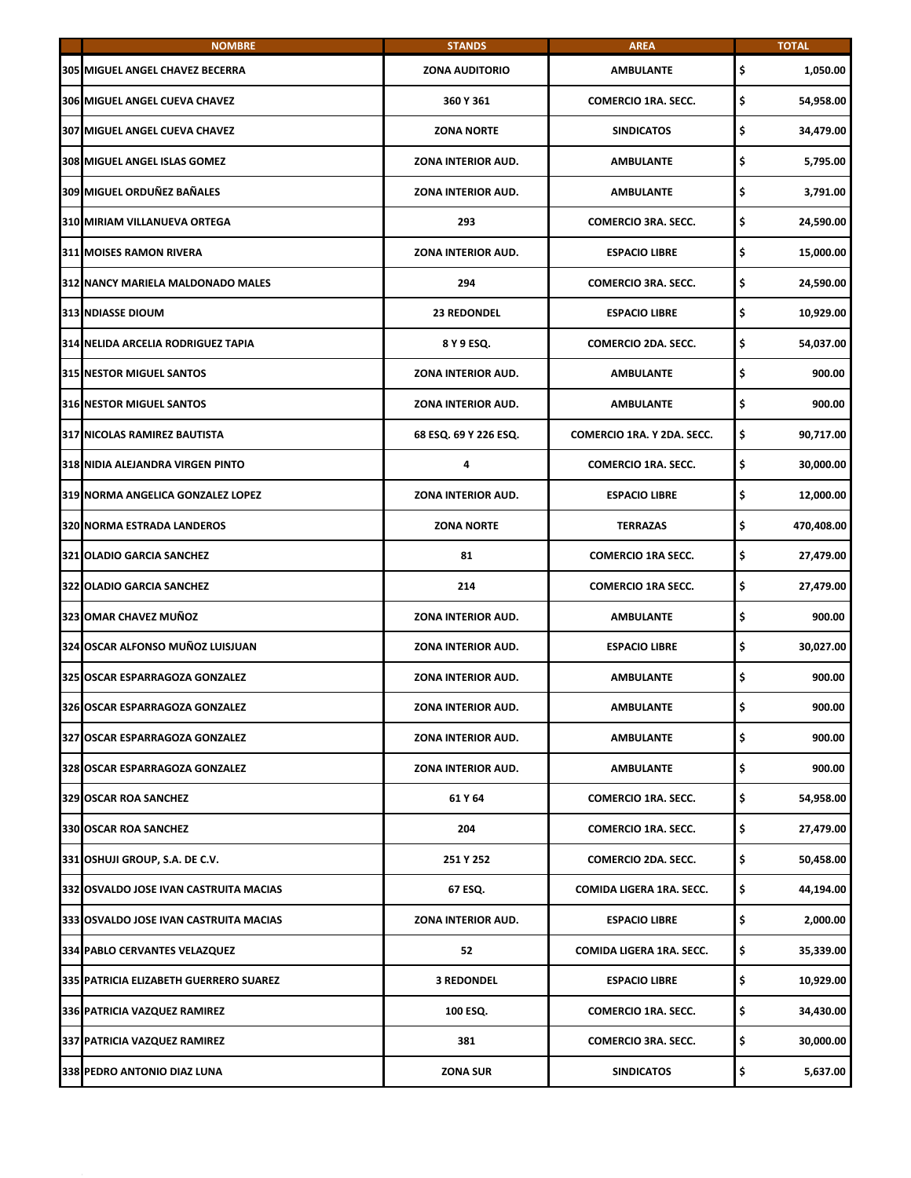| | NOMBRE | STANDS | AREA | TOTAL |
|---|---|---|---|---|
| 305 | MIGUEL ANGEL CHAVEZ BECERRA | ZONA AUDITORIO | AMBULANTE | $ 1,050.00 |
| 306 | MIGUEL ANGEL CUEVA CHAVEZ | 360 Y 361 | COMERCIO 1RA. SECC. | $ 54,958.00 |
| 307 | MIGUEL ANGEL CUEVA CHAVEZ | ZONA NORTE | SINDICATOS | $ 34,479.00 |
| 308 | MIGUEL ANGEL ISLAS GOMEZ | ZONA INTERIOR AUD. | AMBULANTE | $ 5,795.00 |
| 309 | MIGUEL ORDUÑEZ BAÑALES | ZONA INTERIOR AUD. | AMBULANTE | $ 3,791.00 |
| 310 | MIRIAM VILLANUEVA ORTEGA | 293 | COMERCIO 3RA. SECC. | $ 24,590.00 |
| 311 | MOISES RAMON RIVERA | ZONA INTERIOR AUD. | ESPACIO LIBRE | $ 15,000.00 |
| 312 | NANCY MARIELA MALDONADO MALES | 294 | COMERCIO 3RA. SECC. | $ 24,590.00 |
| 313 | NDIASSE DIOUM | 23 REDONDEL | ESPACIO LIBRE | $ 10,929.00 |
| 314 | NELIDA ARCELIA RODRIGUEZ TAPIA | 8 Y 9 ESQ. | COMERCIO 2DA. SECC. | $ 54,037.00 |
| 315 | NESTOR MIGUEL SANTOS | ZONA INTERIOR AUD. | AMBULANTE | $ 900.00 |
| 316 | NESTOR MIGUEL SANTOS | ZONA INTERIOR AUD. | AMBULANTE | $ 900.00 |
| 317 | NICOLAS RAMIREZ BAUTISTA | 68 ESQ. 69 Y 226 ESQ. | COMERCIO 1RA. Y 2DA. SECC. | $ 90,717.00 |
| 318 | NIDIA ALEJANDRA VIRGEN PINTO | 4 | COMERCIO 1RA. SECC. | $ 30,000.00 |
| 319 | NORMA ANGELICA GONZALEZ LOPEZ | ZONA INTERIOR AUD. | ESPACIO LIBRE | $ 12,000.00 |
| 320 | NORMA ESTRADA LANDEROS | ZONA NORTE | TERRAZAS | $ 470,408.00 |
| 321 | OLADIO GARCIA SANCHEZ | 81 | COMERCIO 1RA SECC. | $ 27,479.00 |
| 322 | OLADIO GARCIA SANCHEZ | 214 | COMERCIO 1RA SECC. | $ 27,479.00 |
| 323 | OMAR CHAVEZ MUÑOZ | ZONA INTERIOR AUD. | AMBULANTE | $ 900.00 |
| 324 | OSCAR ALFONSO MUÑOZ LUISJUAN | ZONA INTERIOR AUD. | ESPACIO LIBRE | $ 30,027.00 |
| 325 | OSCAR ESPARRAGOZA GONZALEZ | ZONA INTERIOR AUD. | AMBULANTE | $ 900.00 |
| 326 | OSCAR ESPARRAGOZA GONZALEZ | ZONA INTERIOR AUD. | AMBULANTE | $ 900.00 |
| 327 | OSCAR ESPARRAGOZA GONZALEZ | ZONA INTERIOR AUD. | AMBULANTE | $ 900.00 |
| 328 | OSCAR ESPARRAGOZA GONZALEZ | ZONA INTERIOR AUD. | AMBULANTE | $ 900.00 |
| 329 | OSCAR ROA SANCHEZ | 61 Y 64 | COMERCIO 1RA. SECC. | $ 54,958.00 |
| 330 | OSCAR ROA SANCHEZ | 204 | COMERCIO 1RA. SECC. | $ 27,479.00 |
| 331 | OSHUJI GROUP, S.A. DE C.V. | 251 Y 252 | COMERCIO 2DA. SECC. | $ 50,458.00 |
| 332 | OSVALDO JOSE IVAN CASTRUITA MACIAS | 67 ESQ. | COMIDA LIGERA 1RA. SECC. | $ 44,194.00 |
| 333 | OSVALDO JOSE IVAN CASTRUITA MACIAS | ZONA INTERIOR AUD. | ESPACIO LIBRE | $ 2,000.00 |
| 334 | PABLO CERVANTES VELAZQUEZ | 52 | COMIDA LIGERA 1RA. SECC. | $ 35,339.00 |
| 335 | PATRICIA ELIZABETH GUERRERO SUAREZ | 3 REDONDEL | ESPACIO LIBRE | $ 10,929.00 |
| 336 | PATRICIA VAZQUEZ RAMIREZ | 100 ESQ. | COMERCIO 1RA. SECC. | $ 34,430.00 |
| 337 | PATRICIA VAZQUEZ RAMIREZ | 381 | COMERCIO 3RA. SECC. | $ 30,000.00 |
| 338 | PEDRO ANTONIO DIAZ LUNA | ZONA SUR | SINDICATOS | $ 5,637.00 |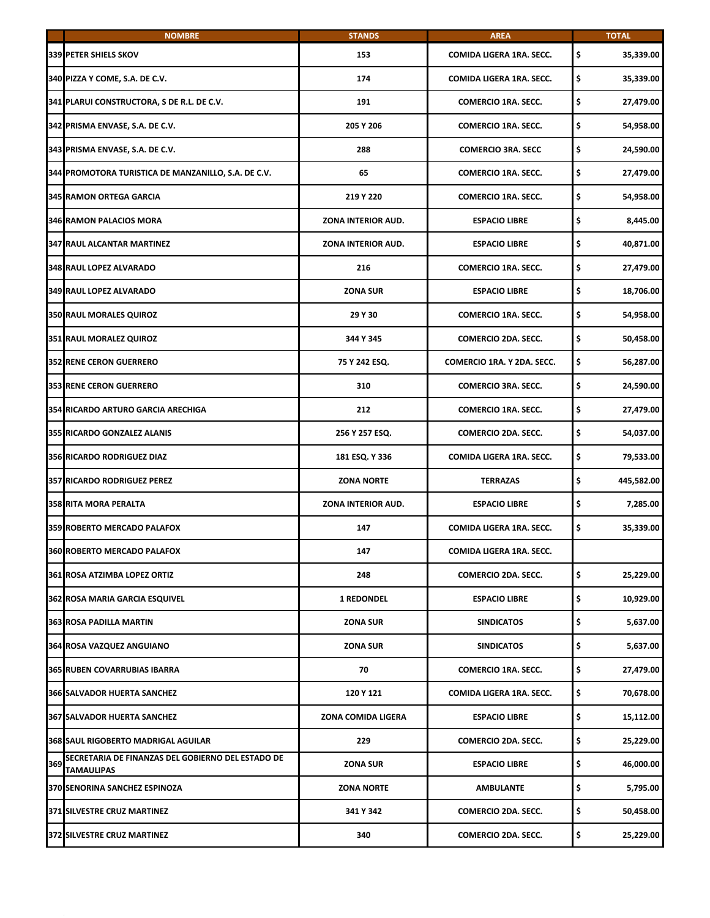| | NOMBRE | STANDS | AREA | TOTAL |
|---|---|---|---|---|
| 339 | PETER SHIELS SKOV | 153 | COMIDA LIGERA 1RA. SECC. | $ 35,339.00 |
| 340 | PIZZA Y COME, S.A. DE C.V. | 174 | COMIDA LIGERA 1RA. SECC. | $ 35,339.00 |
| 341 | PLARUI CONSTRUCTORA, S DE R.L. DE C.V. | 191 | COMERCIO 1RA. SECC. | $ 27,479.00 |
| 342 | PRISMA ENVASE, S.A. DE C.V. | 205 Y 206 | COMERCIO 1RA. SECC. | $ 54,958.00 |
| 343 | PRISMA ENVASE, S.A. DE C.V. | 288 | COMERCIO 3RA. SECC | $ 24,590.00 |
| 344 | PROMOTORA TURISTICA DE MANZANILLO, S.A. DE C.V. | 65 | COMERCIO 1RA. SECC. | $ 27,479.00 |
| 345 | RAMON ORTEGA GARCIA | 219 Y 220 | COMERCIO 1RA. SECC. | $ 54,958.00 |
| 346 | RAMON PALACIOS MORA | ZONA INTERIOR AUD. | ESPACIO LIBRE | $ 8,445.00 |
| 347 | RAUL ALCANTAR MARTINEZ | ZONA INTERIOR AUD. | ESPACIO LIBRE | $ 40,871.00 |
| 348 | RAUL LOPEZ ALVARADO | 216 | COMERCIO 1RA. SECC. | $ 27,479.00 |
| 349 | RAUL LOPEZ ALVARADO | ZONA SUR | ESPACIO LIBRE | $ 18,706.00 |
| 350 | RAUL MORALES QUIROZ | 29 Y 30 | COMERCIO 1RA. SECC. | $ 54,958.00 |
| 351 | RAUL MORALEZ QUIROZ | 344 Y 345 | COMERCIO 2DA. SECC. | $ 50,458.00 |
| 352 | RENE CERON GUERRERO | 75 Y 242 ESQ. | COMERCIO 1RA. Y 2DA. SECC. | $ 56,287.00 |
| 353 | RENE CERON GUERRERO | 310 | COMERCIO 3RA. SECC. | $ 24,590.00 |
| 354 | RICARDO ARTURO GARCIA ARECHIGA | 212 | COMERCIO 1RA. SECC. | $ 27,479.00 |
| 355 | RICARDO GONZALEZ ALANIS | 256 Y 257 ESQ. | COMERCIO 2DA. SECC. | $ 54,037.00 |
| 356 | RICARDO RODRIGUEZ DIAZ | 181 ESQ. Y 336 | COMIDA LIGERA 1RA. SECC. | $ 79,533.00 |
| 357 | RICARDO RODRIGUEZ PEREZ | ZONA NORTE | TERRAZAS | $ 445,582.00 |
| 358 | RITA MORA PERALTA | ZONA INTERIOR AUD. | ESPACIO LIBRE | $ 7,285.00 |
| 359 | ROBERTO MERCADO PALAFOX | 147 | COMIDA LIGERA 1RA. SECC. | $ 35,339.00 |
| 360 | ROBERTO MERCADO PALAFOX | 147 | COMIDA LIGERA 1RA. SECC. | |
| 361 | ROSA ATZIMBA LOPEZ ORTIZ | 248 | COMERCIO 2DA. SECC. | $ 25,229.00 |
| 362 | ROSA MARIA GARCIA ESQUIVEL | 1 REDONDEL | ESPACIO LIBRE | $ 10,929.00 |
| 363 | ROSA PADILLA MARTIN | ZONA SUR | SINDICATOS | $ 5,637.00 |
| 364 | ROSA VAZQUEZ ANGUIANO | ZONA SUR | SINDICATOS | $ 5,637.00 |
| 365 | RUBEN COVARRUBIAS IBARRA | 70 | COMERCIO 1RA. SECC. | $ 27,479.00 |
| 366 | SALVADOR HUERTA SANCHEZ | 120 Y 121 | COMIDA LIGERA 1RA. SECC. | $ 70,678.00 |
| 367 | SALVADOR HUERTA SANCHEZ | ZONA COMIDA LIGERA | ESPACIO LIBRE | $ 15,112.00 |
| 368 | SAUL RIGOBERTO MADRIGAL AGUILAR | 229 | COMERCIO 2DA. SECC. | $ 25,229.00 |
| 369 | SECRETARIA DE FINANZAS DEL GOBIERNO DEL ESTADO DE TAMAULIPAS | ZONA SUR | ESPACIO LIBRE | $ 46,000.00 |
| 370 | SENORINA SANCHEZ ESPINOZA | ZONA NORTE | AMBULANTE | $ 5,795.00 |
| 371 | SILVESTRE CRUZ MARTINEZ | 341 Y 342 | COMERCIO 2DA. SECC. | $ 50,458.00 |
| 372 | SILVESTRE CRUZ MARTINEZ | 340 | COMERCIO 2DA. SECC. | $ 25,229.00 |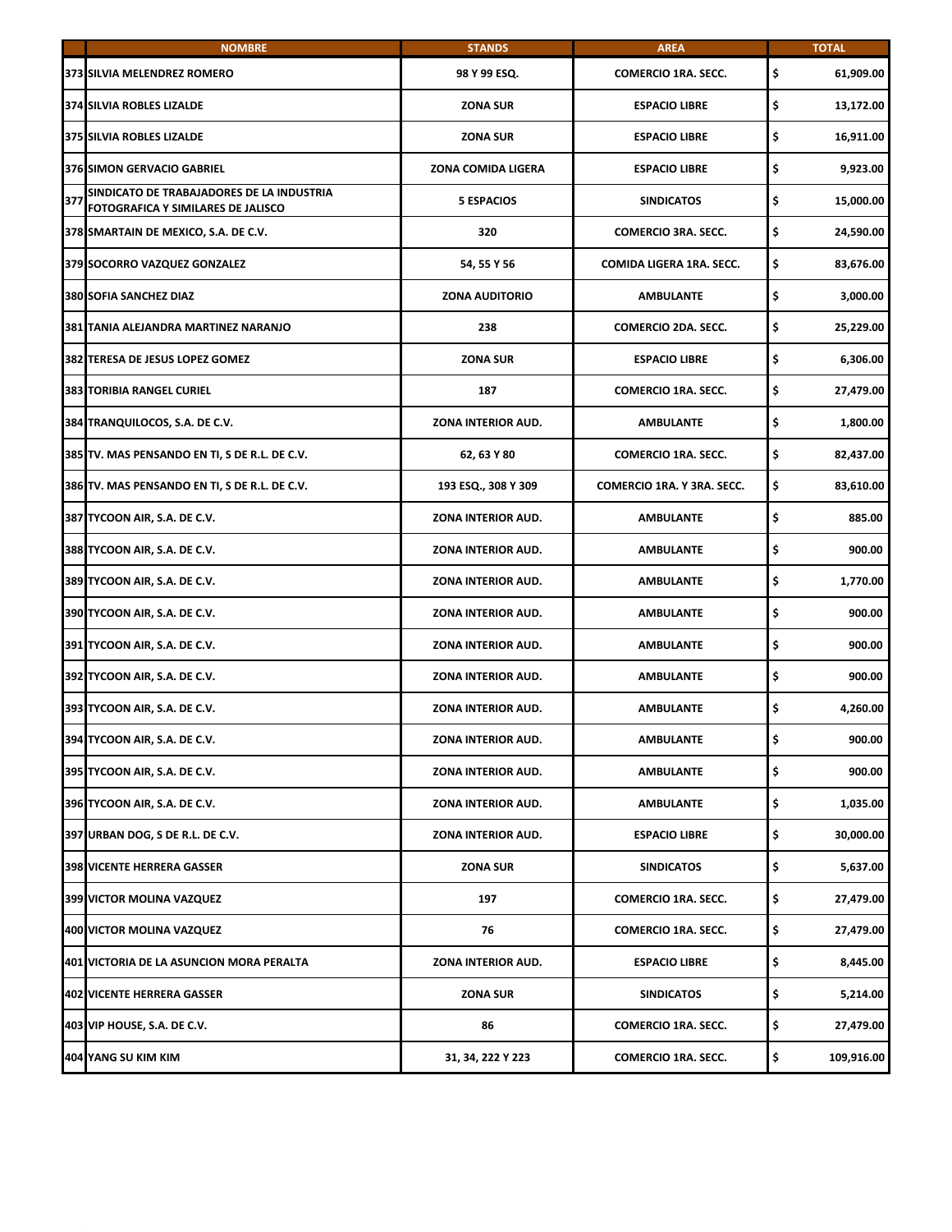| | NOMBRE | STANDS | AREA | TOTAL |
|---|---|---|---|---|
| 373 | SILVIA MELENDREZ ROMERO | 98 Y 99 ESQ. | COMERCIO 1RA. SECC. | $ 61,909.00 |
| 374 | SILVIA ROBLES LIZALDE | ZONA SUR | ESPACIO LIBRE | $ 13,172.00 |
| 375 | SILVIA ROBLES LIZALDE | ZONA SUR | ESPACIO LIBRE | $ 16,911.00 |
| 376 | SIMON GERVACIO GABRIEL | ZONA COMIDA LIGERA | ESPACIO LIBRE | $ 9,923.00 |
| 377 | SINDICATO DE TRABAJADORES DE LA INDUSTRIA FOTOGRAFICA Y SIMILARES DE JALISCO | 5 ESPACIOS | SINDICATOS | $ 15,000.00 |
| 378 | SMARTAIN DE MEXICO, S.A. DE C.V. | 320 | COMERCIO 3RA. SECC. | $ 24,590.00 |
| 379 | SOCORRO VAZQUEZ GONZALEZ | 54, 55 Y 56 | COMIDA LIGERA 1RA. SECC. | $ 83,676.00 |
| 380 | SOFIA SANCHEZ DIAZ | ZONA AUDITORIO | AMBULANTE | $ 3,000.00 |
| 381 | TANIA ALEJANDRA MARTINEZ NARANJO | 238 | COMERCIO 2DA. SECC. | $ 25,229.00 |
| 382 | TERESA DE JESUS LOPEZ GOMEZ | ZONA SUR | ESPACIO LIBRE | $ 6,306.00 |
| 383 | TORIBIA RANGEL CURIEL | 187 | COMERCIO 1RA. SECC. | $ 27,479.00 |
| 384 | TRANQUILOCOS, S.A. DE C.V. | ZONA INTERIOR AUD. | AMBULANTE | $ 1,800.00 |
| 385 | TV. MAS PENSANDO EN TI, S DE R.L. DE C.V. | 62, 63 Y 80 | COMERCIO 1RA. SECC. | $ 82,437.00 |
| 386 | TV. MAS PENSANDO EN TI, S DE R.L. DE C.V. | 193 ESQ., 308 Y 309 | COMERCIO 1RA. Y 3RA. SECC. | $ 83,610.00 |
| 387 | TYCOON AIR, S.A. DE C.V. | ZONA INTERIOR AUD. | AMBULANTE | $ 885.00 |
| 388 | TYCOON AIR, S.A. DE C.V. | ZONA INTERIOR AUD. | AMBULANTE | $ 900.00 |
| 389 | TYCOON AIR, S.A. DE C.V. | ZONA INTERIOR AUD. | AMBULANTE | $ 1,770.00 |
| 390 | TYCOON AIR, S.A. DE C.V. | ZONA INTERIOR AUD. | AMBULANTE | $ 900.00 |
| 391 | TYCOON AIR, S.A. DE C.V. | ZONA INTERIOR AUD. | AMBULANTE | $ 900.00 |
| 392 | TYCOON AIR, S.A. DE C.V. | ZONA INTERIOR AUD. | AMBULANTE | $ 900.00 |
| 393 | TYCOON AIR, S.A. DE C.V. | ZONA INTERIOR AUD. | AMBULANTE | $ 4,260.00 |
| 394 | TYCOON AIR, S.A. DE C.V. | ZONA INTERIOR AUD. | AMBULANTE | $ 900.00 |
| 395 | TYCOON AIR, S.A. DE C.V. | ZONA INTERIOR AUD. | AMBULANTE | $ 900.00 |
| 396 | TYCOON AIR, S.A. DE C.V. | ZONA INTERIOR AUD. | AMBULANTE | $ 1,035.00 |
| 397 | URBAN DOG, S DE R.L. DE C.V. | ZONA INTERIOR AUD. | ESPACIO LIBRE | $ 30,000.00 |
| 398 | VICENTE HERRERA GASSER | ZONA SUR | SINDICATOS | $ 5,637.00 |
| 399 | VICTOR MOLINA VAZQUEZ | 197 | COMERCIO 1RA. SECC. | $ 27,479.00 |
| 400 | VICTOR MOLINA VAZQUEZ | 76 | COMERCIO 1RA. SECC. | $ 27,479.00 |
| 401 | VICTORIA DE LA ASUNCION MORA PERALTA | ZONA INTERIOR AUD. | ESPACIO LIBRE | $ 8,445.00 |
| 402 | VICENTE HERRERA GASSER | ZONA SUR | SINDICATOS | $ 5,214.00 |
| 403 | VIP HOUSE, S.A. DE C.V. | 86 | COMERCIO 1RA. SECC. | $ 27,479.00 |
| 404 | YANG SU KIM KIM | 31, 34, 222 Y 223 | COMERCIO 1RA. SECC. | $ 109,916.00 |